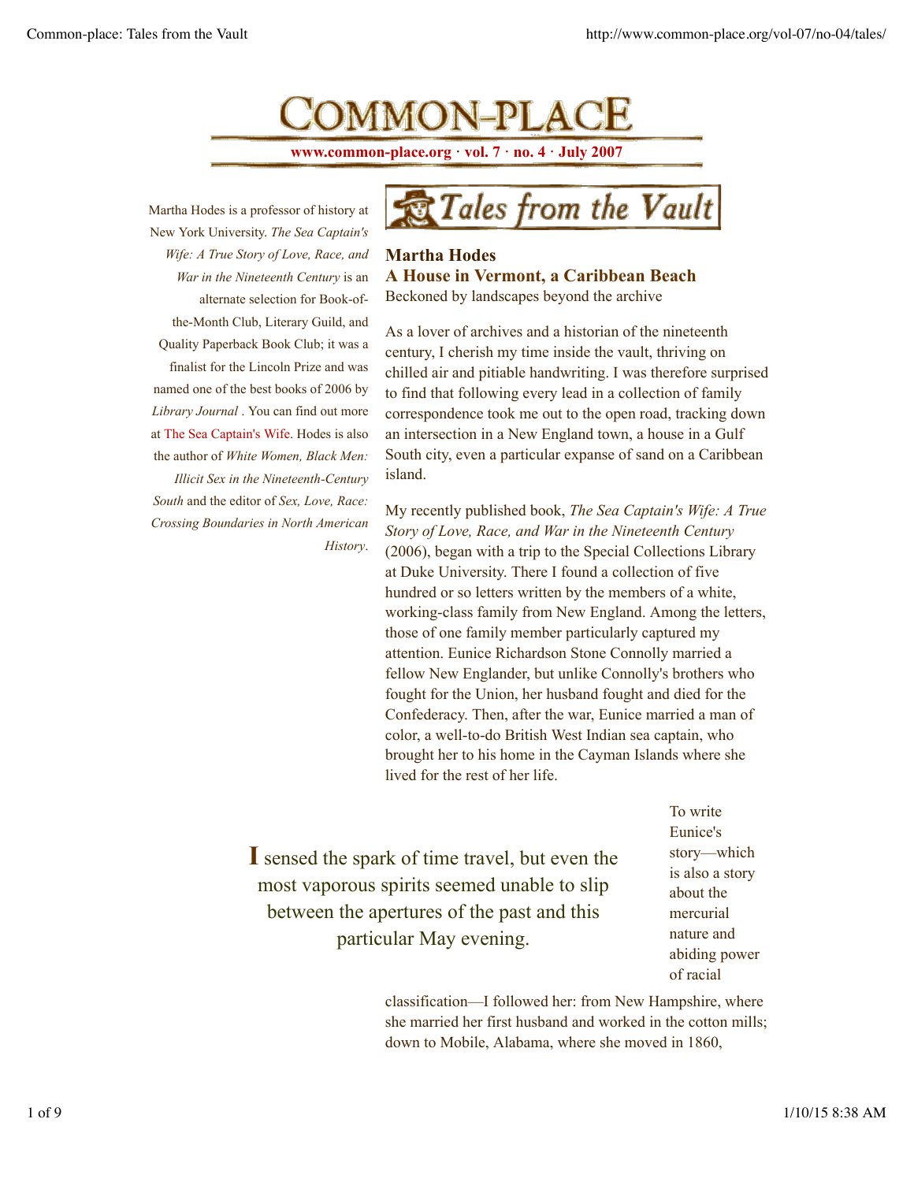# COMMON-PLACE

**www.common-place.org · vol. 7 · no. 4 · July 2007**

Martha Hodes is a professor of history at New York University. *The Sea Captain's Wife: A True Story of Love, Race, and War in the Nineteenth Century* is an alternate selection for Book-of-the-Month Club, Literary Guild, and Quality Paperback Book Club; it was a finalist for the Lincoln Prize and was named one of the best books of 2006 by *Library Journal* . You can find out more at The Sea Captain's Wife. Hodes is also the author of *White Women, Black Men: Illicit Sex in the Nineteenth-Century South* and the editor of *Sex, Love, Race: Crossing Boundaries in North American History*.

## Tales from the Vault

### Martha Hodes
### A House in Vermont, a Caribbean Beach

Beckoned by landscapes beyond the archive

As a lover of archives and a historian of the nineteenth century, I cherish my time inside the vault, thriving on chilled air and pitiable handwriting. I was therefore surprised to find that following every lead in a collection of family correspondence took me out to the open road, tracking down an intersection in a New England town, a house in a Gulf South city, even a particular expanse of sand on a Caribbean island.

My recently published book, *The Sea Captain's Wife: A True Story of Love, Race, and War in the Nineteenth Century* (2006), began with a trip to the Special Collections Library at Duke University. There I found a collection of five hundred or so letters written by the members of a white, working-class family from New England. Among the letters, those of one family member particularly captured my attention. Eunice Richardson Stone Connolly married a fellow New Englander, but unlike Connolly's brothers who fought for the Union, her husband fought and died for the Confederacy. Then, after the war, Eunice married a man of color, a well-to-do British West Indian sea captain, who brought her to his home in the Cayman Islands where she lived for the rest of her life.

> **I** sensed the spark of time travel, but even the most vaporous spirits seemed unable to slip between the apertures of the past and this particular May evening.

To write Eunice's story—which is also a story about the mercurial nature and abiding power of racial classification—I followed her: from New Hampshire, where she married her first husband and worked in the cotton mills; down to Mobile, Alabama, where she moved in 1860,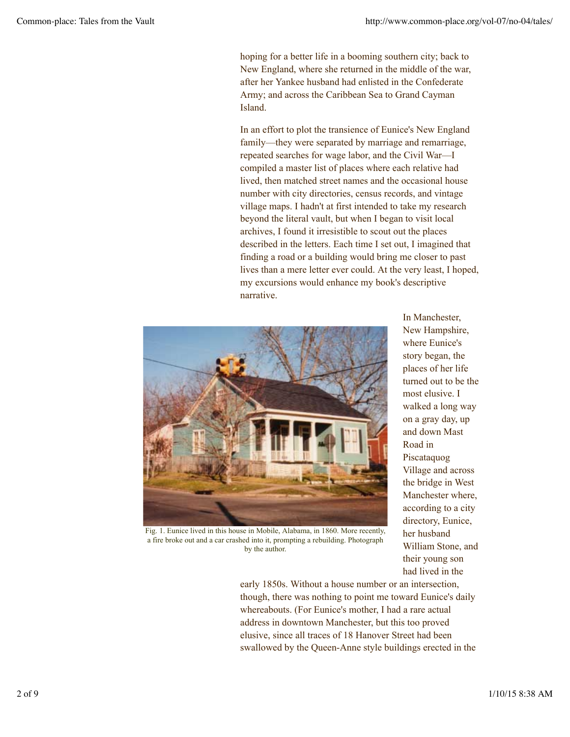hoping for a better life in a booming southern city; back to New England, where she returned in the middle of the war, after her Yankee husband had enlisted in the Confederate Army; and across the Caribbean Sea to Grand Cayman Island.

In an effort to plot the transience of Eunice's New England family—they were separated by marriage and remarriage, repeated searches for wage labor, and the Civil War—I compiled a master list of places where each relative had lived, then matched street names and the occasional house number with city directories, census records, and vintage village maps. I hadn't at first intended to take my research beyond the literal vault, but when I began to visit local archives, I found it irresistible to scout out the places described in the letters. Each time I set out, I imagined that finding a road or a building would bring me closer to past lives than a mere letter ever could. At the very least, I hoped, my excursions would enhance my book's descriptive narrative.

Fig. 1. Eunice lived in this house in Mobile, Alabama, in 1860. More recently, a fire broke out and a car crashed into it, prompting a rebuilding. Photograph by the author.

In Manchester, New Hampshire, where Eunice's story began, the places of her life turned out to be the most elusive. I walked a long way on a gray day, up and down Mast Road in Piscataquog Village and across the bridge in West Manchester where, according to a city directory, Eunice, her husband William Stone, and their young son had lived in the early 1850s. Without a house number or an intersection, though, there was nothing to point me toward Eunice's daily whereabouts. (For Eunice's mother, I had a rare actual address in downtown Manchester, but this too proved elusive, since all traces of 18 Hanover Street had been swallowed by the Queen-Anne style buildings erected in the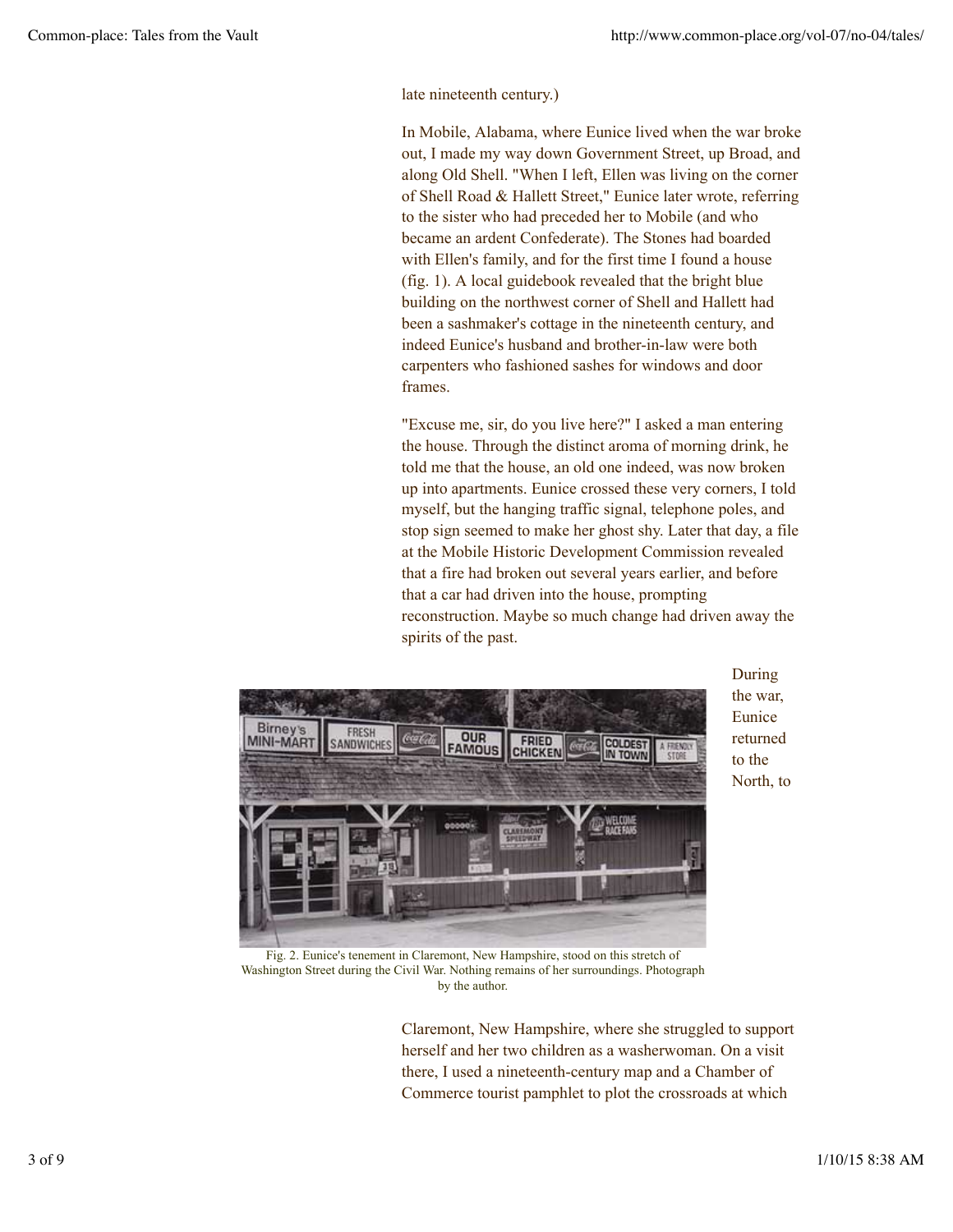late nineteenth century.)

In Mobile, Alabama, where Eunice lived when the war broke out, I made my way down Government Street, up Broad, and along Old Shell. "When I left, Ellen was living on the corner of Shell Road & Hallett Street," Eunice later wrote, referring to the sister who had preceded her to Mobile (and who became an ardent Confederate). The Stones had boarded with Ellen's family, and for the first time I found a house (fig. 1). A local guidebook revealed that the bright blue building on the northwest corner of Shell and Hallett had been a sashmaker's cottage in the nineteenth century, and indeed Eunice's husband and brother-in-law were both carpenters who fashioned sashes for windows and door frames.

"Excuse me, sir, do you live here?" I asked a man entering the house. Through the distinct aroma of morning drink, he told me that the house, an old one indeed, was now broken up into apartments. Eunice crossed these very corners, I told myself, but the hanging traffic signal, telephone poles, and stop sign seemed to make her ghost shy. Later that day, a file at the Mobile Historic Development Commission revealed that a fire had broken out several years earlier, and before that a car had driven into the house, prompting reconstruction. Maybe so much change had driven away the spirits of the past.

Fig. 2. Eunice's tenement in Claremont, New Hampshire, stood on this stretch of Washington Street during the Civil War. Nothing remains of her surroundings. Photograph by the author.

During the war, Eunice returned to the North, to Claremont, New Hampshire, where she struggled to support herself and her two children as a washerwoman. On a visit there, I used a nineteenth-century map and a Chamber of Commerce tourist pamphlet to plot the crossroads at which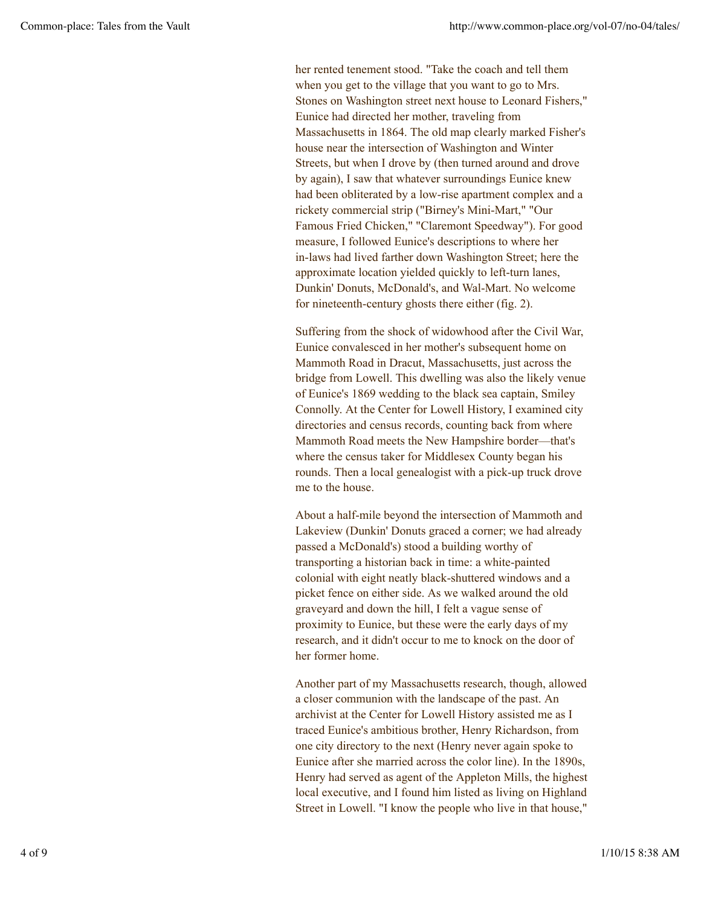her rented tenement stood. "Take the coach and tell them when you get to the village that you want to go to Mrs. Stones on Washington street next house to Leonard Fishers," Eunice had directed her mother, traveling from Massachusetts in 1864. The old map clearly marked Fisher's house near the intersection of Washington and Winter Streets, but when I drove by (then turned around and drove by again), I saw that whatever surroundings Eunice knew had been obliterated by a low-rise apartment complex and a rickety commercial strip ("Birney's Mini-Mart," "Our Famous Fried Chicken," "Claremont Speedway"). For good measure, I followed Eunice's descriptions to where her in-laws had lived farther down Washington Street; here the approximate location yielded quickly to left-turn lanes, Dunkin' Donuts, McDonald's, and Wal-Mart. No welcome for nineteenth-century ghosts there either (fig. 2).

Suffering from the shock of widowhood after the Civil War, Eunice convalesced in her mother's subsequent home on Mammoth Road in Dracut, Massachusetts, just across the bridge from Lowell. This dwelling was also the likely venue of Eunice's 1869 wedding to the black sea captain, Smiley Connolly. At the Center for Lowell History, I examined city directories and census records, counting back from where Mammoth Road meets the New Hampshire border—that's where the census taker for Middlesex County began his rounds. Then a local genealogist with a pick-up truck drove me to the house.

About a half-mile beyond the intersection of Mammoth and Lakeview (Dunkin' Donuts graced a corner; we had already passed a McDonald's) stood a building worthy of transporting a historian back in time: a white-painted colonial with eight neatly black-shuttered windows and a picket fence on either side. As we walked around the old graveyard and down the hill, I felt a vague sense of proximity to Eunice, but these were the early days of my research, and it didn't occur to me to knock on the door of her former home.

Another part of my Massachusetts research, though, allowed a closer communion with the landscape of the past. An archivist at the Center for Lowell History assisted me as I traced Eunice's ambitious brother, Henry Richardson, from one city directory to the next (Henry never again spoke to Eunice after she married across the color line). In the 1890s, Henry had served as agent of the Appleton Mills, the highest local executive, and I found him listed as living on Highland Street in Lowell. "I know the people who live in that house,"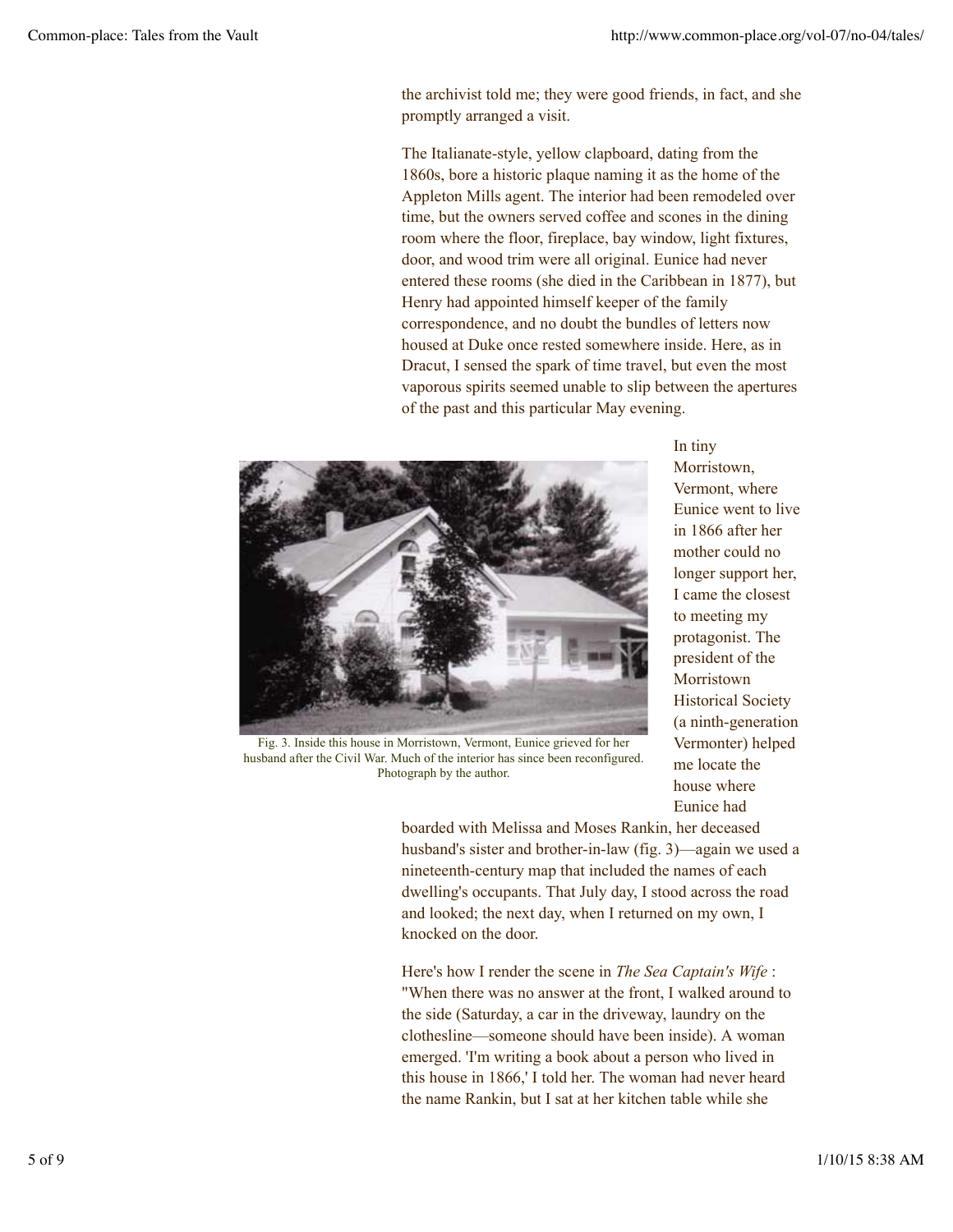the archivist told me; they were good friends, in fact, and she promptly arranged a visit.

The Italianate-style, yellow clapboard, dating from the 1860s, bore a historic plaque naming it as the home of the Appleton Mills agent. The interior had been remodeled over time, but the owners served coffee and scones in the dining room where the floor, fireplace, bay window, light fixtures, door, and wood trim were all original. Eunice had never entered these rooms (she died in the Caribbean in 1877), but Henry had appointed himself keeper of the family correspondence, and no doubt the bundles of letters now housed at Duke once rested somewhere inside. Here, as in Dracut, I sensed the spark of time travel, but even the most vaporous spirits seemed unable to slip between the apertures of the past and this particular May evening.

Fig. 3. Inside this house in Morristown, Vermont, Eunice grieved for her husband after the Civil War. Much of the interior has since been reconfigured. Photograph by the author.

In tiny Morristown, Vermont, where Eunice went to live in 1866 after her mother could no longer support her, I came the closest to meeting my protagonist. The president of the Morristown Historical Society (a ninth-generation Vermonter) helped me locate the house where Eunice had boarded with Melissa and Moses Rankin, her deceased husband's sister and brother-in-law (fig. 3)—again we used a nineteenth-century map that included the names of each dwelling's occupants. That July day, I stood across the road and looked; the next day, when I returned on my own, I knocked on the door.

Here's how I render the scene in *The Sea Captain's Wife* : "When there was no answer at the front, I walked around to the side (Saturday, a car in the driveway, laundry on the clothesline—someone should have been inside). A woman emerged. 'I'm writing a book about a person who lived in this house in 1866,' I told her. The woman had never heard the name Rankin, but I sat at her kitchen table while she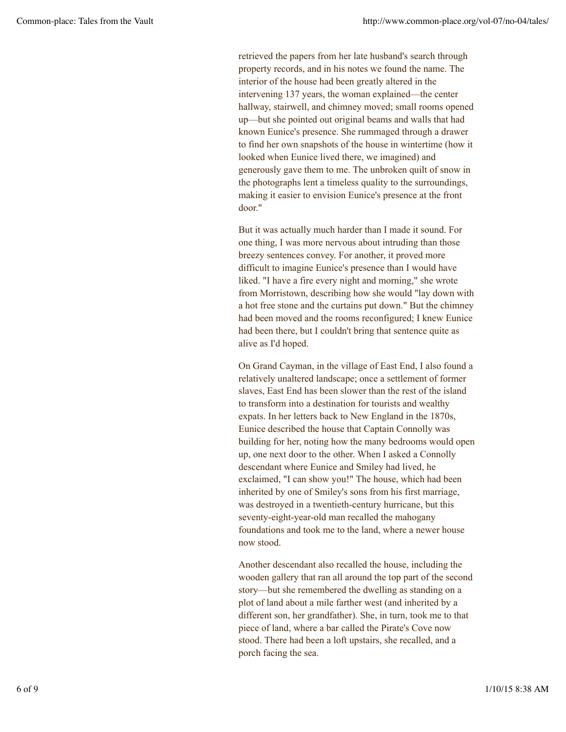retrieved the papers from her late husband's search through property records, and in his notes we found the name. The interior of the house had been greatly altered in the intervening 137 years, the woman explained—the center hallway, stairwell, and chimney moved; small rooms opened up—but she pointed out original beams and walls that had known Eunice's presence. She rummaged through a drawer to find her own snapshots of the house in wintertime (how it looked when Eunice lived there, we imagined) and generously gave them to me. The unbroken quilt of snow in the photographs lent a timeless quality to the surroundings, making it easier to envision Eunice's presence at the front door."

But it was actually much harder than I made it sound. For one thing, I was more nervous about intruding than those breezy sentences convey. For another, it proved more difficult to imagine Eunice's presence than I would have liked. "I have a fire every night and morning," she wrote from Morristown, describing how she would "lay down with a hot free stone and the curtains put down." But the chimney had been moved and the rooms reconfigured; I knew Eunice had been there, but I couldn't bring that sentence quite as alive as I'd hoped.

On Grand Cayman, in the village of East End, I also found a relatively unaltered landscape; once a settlement of former slaves, East End has been slower than the rest of the island to transform into a destination for tourists and wealthy expats. In her letters back to New England in the 1870s, Eunice described the house that Captain Connolly was building for her, noting how the many bedrooms would open up, one next door to the other. When I asked a Connolly descendant where Eunice and Smiley had lived, he exclaimed, "I can show you!" The house, which had been inherited by one of Smiley's sons from his first marriage, was destroyed in a twentieth-century hurricane, but this seventy-eight-year-old man recalled the mahogany foundations and took me to the land, where a newer house now stood.

Another descendant also recalled the house, including the wooden gallery that ran all around the top part of the second story—but she remembered the dwelling as standing on a plot of land about a mile farther west (and inherited by a different son, her grandfather). She, in turn, took me to that piece of land, where a bar called the Pirate's Cove now stood. There had been a loft upstairs, she recalled, and a porch facing the sea.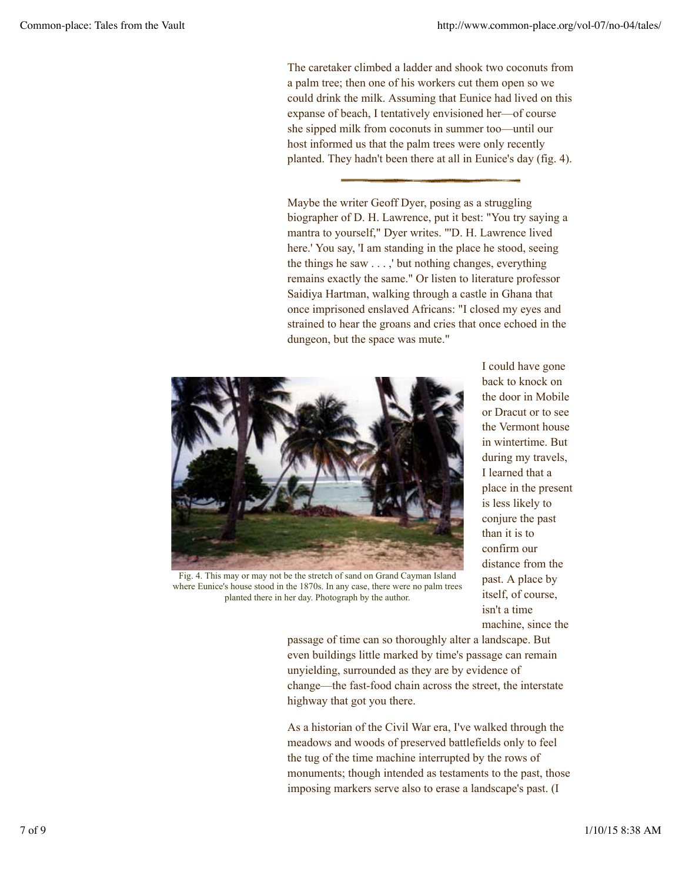The caretaker climbed a ladder and shook two coconuts from a palm tree; then one of his workers cut them open so we could drink the milk. Assuming that Eunice had lived on this expanse of beach, I tentatively envisioned her—of course she sipped milk from coconuts in summer too—until our host informed us that the palm trees were only recently planted. They hadn't been there at all in Eunice's day (fig. 4).

---

Maybe the writer Geoff Dyer, posing as a struggling biographer of D. H. Lawrence, put it best: "You try saying a mantra to yourself," Dyer writes. "'D. H. Lawrence lived here.' You say, 'I am standing in the place he stood, seeing the things he saw . . . ,' but nothing changes, everything remains exactly the same." Or listen to literature professor Saidiya Hartman, walking through a castle in Ghana that once imprisoned enslaved Africans: "I closed my eyes and strained to hear the groans and cries that once echoed in the dungeon, but the space was mute."

Fig. 4. This may or may not be the stretch of sand on Grand Cayman Island where Eunice's house stood in the 1870s. In any case, there were no palm trees planted there in her day. Photograph by the author.

I could have gone back to knock on the door in Mobile or Dracut or to see the Vermont house in wintertime. But during my travels, I learned that a place in the present is less likely to conjure the past than it is to confirm our distance from the past. A place by itself, of course, isn't a time machine, since the passage of time can so thoroughly alter a landscape. But even buildings little marked by time's passage can remain unyielding, surrounded as they are by evidence of change—the fast-food chain across the street, the interstate highway that got you there.

As a historian of the Civil War era, I've walked through the meadows and woods of preserved battlefields only to feel the tug of the time machine interrupted by the rows of monuments; though intended as testaments to the past, those imposing markers serve also to erase a landscape's past. (I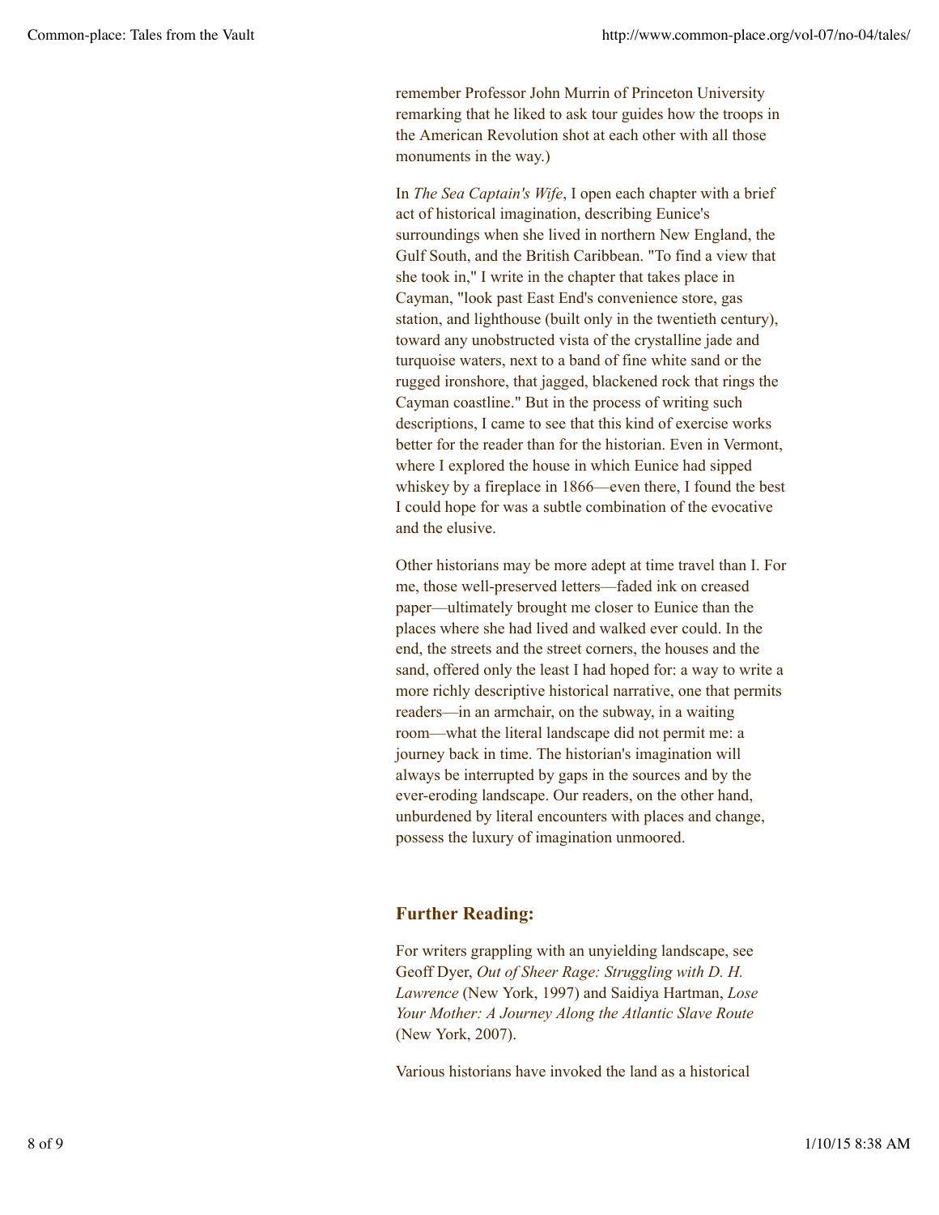remember Professor John Murrin of Princeton University remarking that he liked to ask tour guides how the troops in the American Revolution shot at each other with all those monuments in the way.)

In *The Sea Captain's Wife*, I open each chapter with a brief act of historical imagination, describing Eunice's surroundings when she lived in northern New England, the Gulf South, and the British Caribbean. "To find a view that she took in," I write in the chapter that takes place in Cayman, "look past East End's convenience store, gas station, and lighthouse (built only in the twentieth century), toward any unobstructed vista of the crystalline jade and turquoise waters, next to a band of fine white sand or the rugged ironshore, that jagged, blackened rock that rings the Cayman coastline." But in the process of writing such descriptions, I came to see that this kind of exercise works better for the reader than for the historian. Even in Vermont, where I explored the house in which Eunice had sipped whiskey by a fireplace in 1866—even there, I found the best I could hope for was a subtle combination of the evocative and the elusive.

Other historians may be more adept at time travel than I. For me, those well-preserved letters—faded ink on creased paper—ultimately brought me closer to Eunice than the places where she had lived and walked ever could. In the end, the streets and the street corners, the houses and the sand, offered only the least I had hoped for: a way to write a more richly descriptive historical narrative, one that permits readers—in an armchair, on the subway, in a waiting room—what the literal landscape did not permit me: a journey back in time. The historian's imagination will always be interrupted by gaps in the sources and by the ever-eroding landscape. Our readers, on the other hand, unburdened by literal encounters with places and change, possess the luxury of imagination unmoored.

### Further Reading:

For writers grappling with an unyielding landscape, see Geoff Dyer, *Out of Sheer Rage: Struggling with D. H. Lawrence* (New York, 1997) and Saidiya Hartman, *Lose Your Mother: A Journey Along the Atlantic Slave Route* (New York, 2007).

Various historians have invoked the land as a historical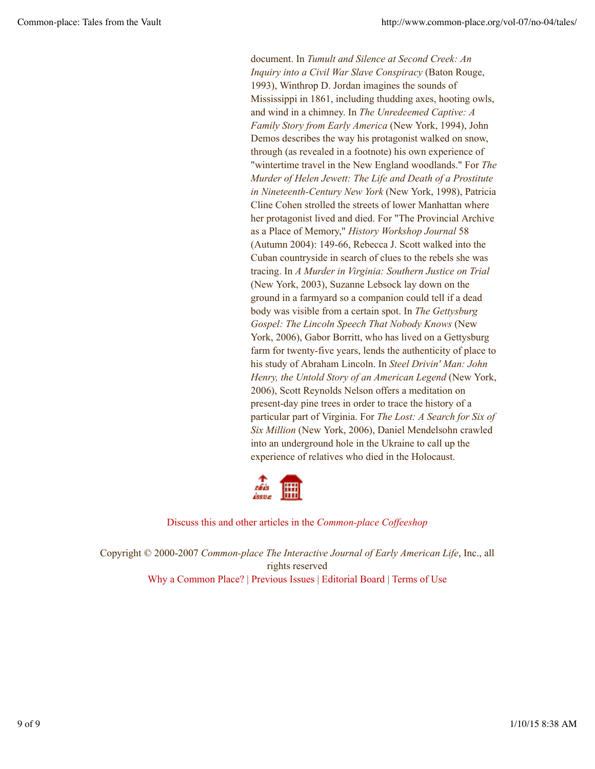document. In *Tumult and Silence at Second Creek: An Inquiry into a Civil War Slave Conspiracy* (Baton Rouge, 1993), Winthrop D. Jordan imagines the sounds of Mississippi in 1861, including thudding axes, hooting owls, and wind in a chimney. In *The Unredeemed Captive: A Family Story from Early America* (New York, 1994), John Demos describes the way his protagonist walked on snow, through (as revealed in a footnote) his own experience of "wintertime travel in the New England woodlands." For *The Murder of Helen Jewett: The Life and Death of a Prostitute in Nineteenth-Century New York* (New York, 1998), Patricia Cline Cohen strolled the streets of lower Manhattan where her protagonist lived and died. For "The Provincial Archive as a Place of Memory," *History Workshop Journal* 58 (Autumn 2004): 149-66, Rebecca J. Scott walked into the Cuban countryside in search of clues to the rebels she was tracing. In *A Murder in Virginia: Southern Justice on Trial* (New York, 2003), Suzanne Lebsock lay down on the ground in a farmyard so a companion could tell if a dead body was visible from a certain spot. In *The Gettysburg Gospel: The Lincoln Speech That Nobody Knows* (New York, 2006), Gabor Borritt, who has lived on a Gettysburg farm for twenty-five years, lends the authenticity of place to his study of Abraham Lincoln. In *Steel Drivin' Man: John Henry, the Untold Story of an American Legend* (New York, 2006), Scott Reynolds Nelson offers a meditation on present-day pine trees in order to trace the history of a particular part of Virginia. For *The Lost: A Search for Six of Six Million* (New York, 2006), Daniel Mendelsohn crawled into an underground hole in the Ukraine to call up the experience of relatives who died in the Holocaust.

Discuss this and other articles in the *Common-place Coffeeshop*

Copyright © 2000-2007 *Common-place The Interactive Journal of Early American Life*, Inc., all rights reserved

Why a Common Place? | Previous Issues | Editorial Board | Terms of Use